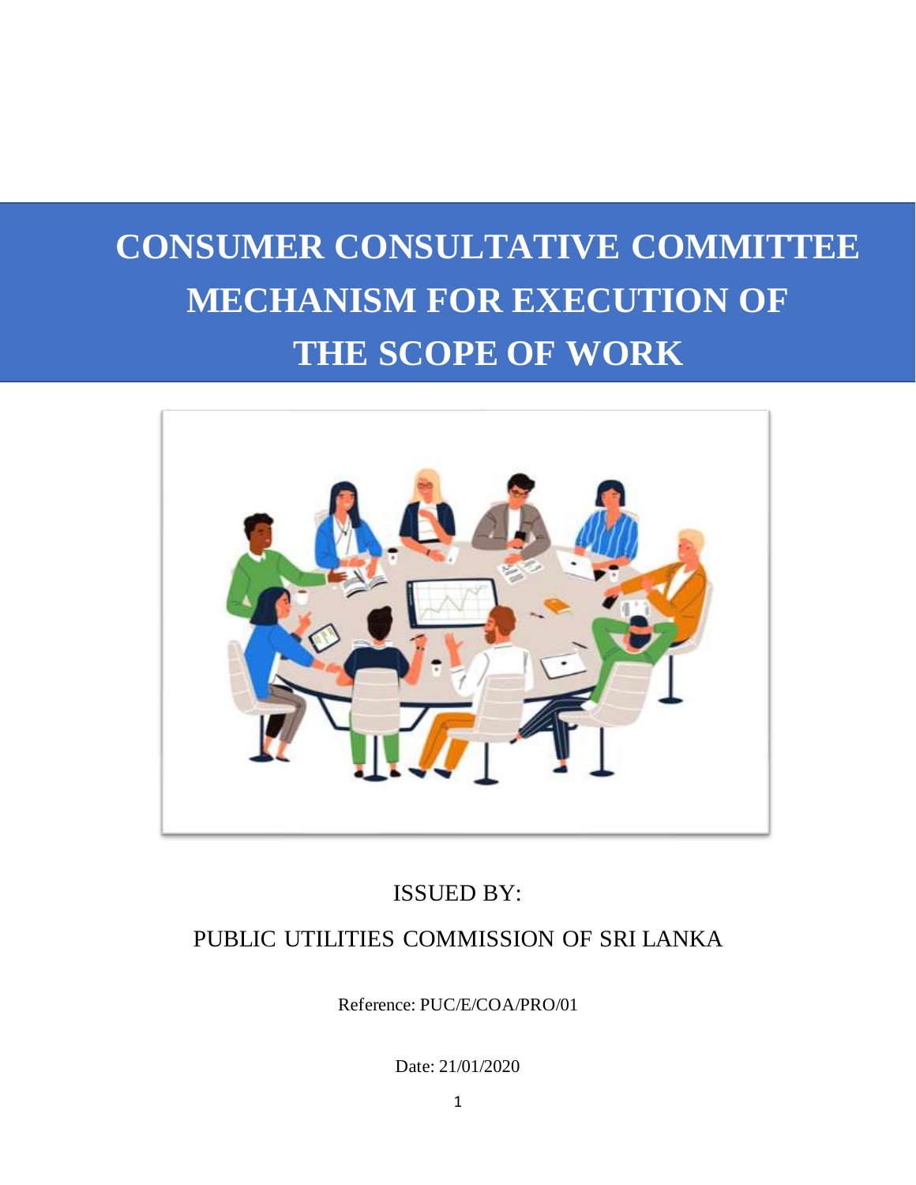# CONSUMER CONSULTATIVE COMMITTEE MECHANISM FOR EXECUTION OF THE SCOPE OF WORK

ISSUED BY:

PUBLIC UTILITIES COMMISSION OF SRI LANKA

Reference: PUC/E/COA/PRO/01

Date: 21/01/2020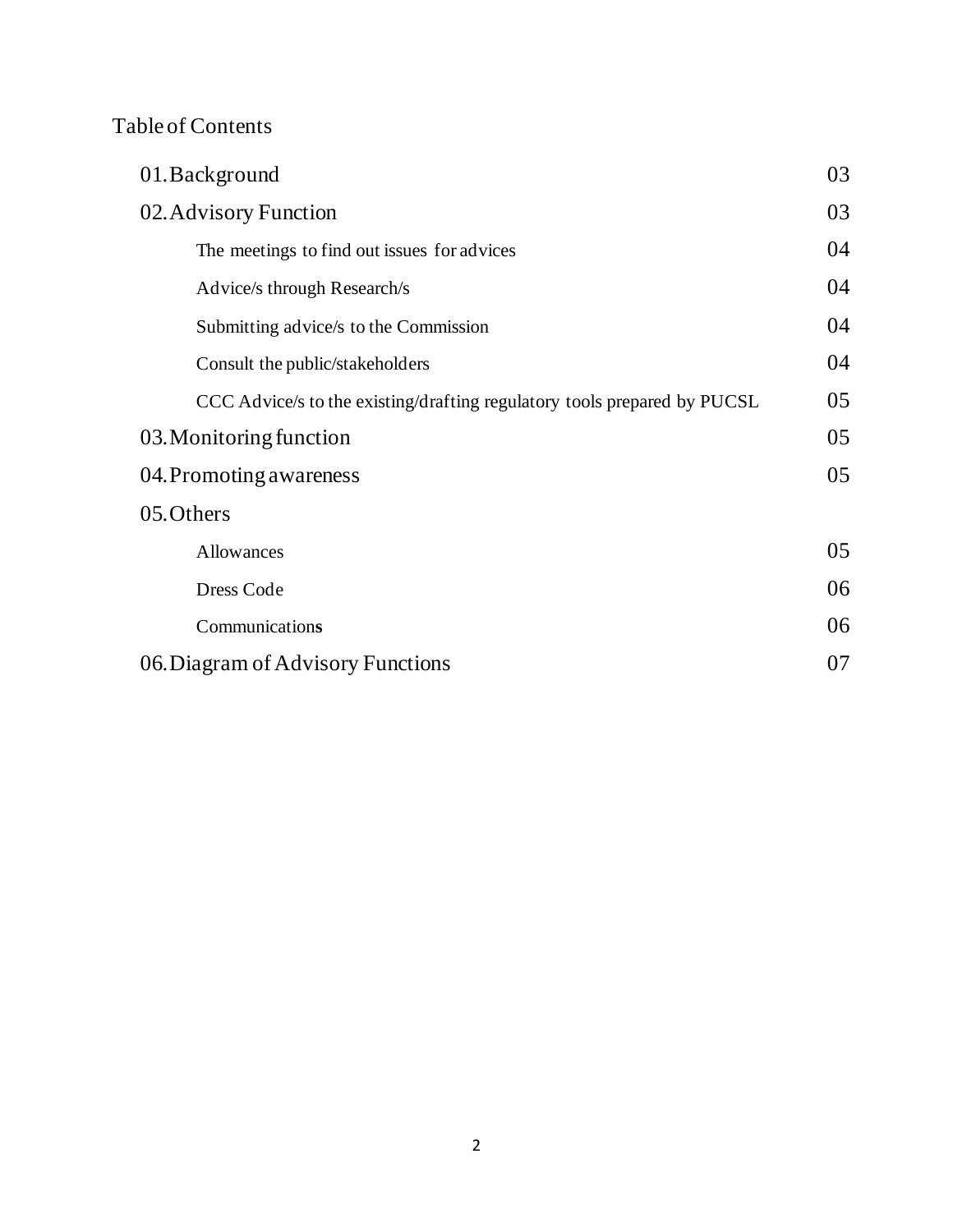# Table of Contents

| | |
|---|---|
| 01. Background | 03 |
| 02. Advisory Function | 03 |
| The meetings to find out issues for advices | 04 |
| Advice/s through Research/s | 04 |
| Submitting advice/s to the Commission | 04 |
| Consult the public/stakeholders | 04 |
| CCC Advice/s to the existing/drafting regulatory tools prepared by PUCSL | 05 |
| 03. Monitoring function | 05 |
| 04. Promoting awareness | 05 |
| 05. Others | |
| Allowances | 05 |
| Dress Code | 06 |
| Communications | 06 |
| 06. Diagram of Advisory Functions | 07 |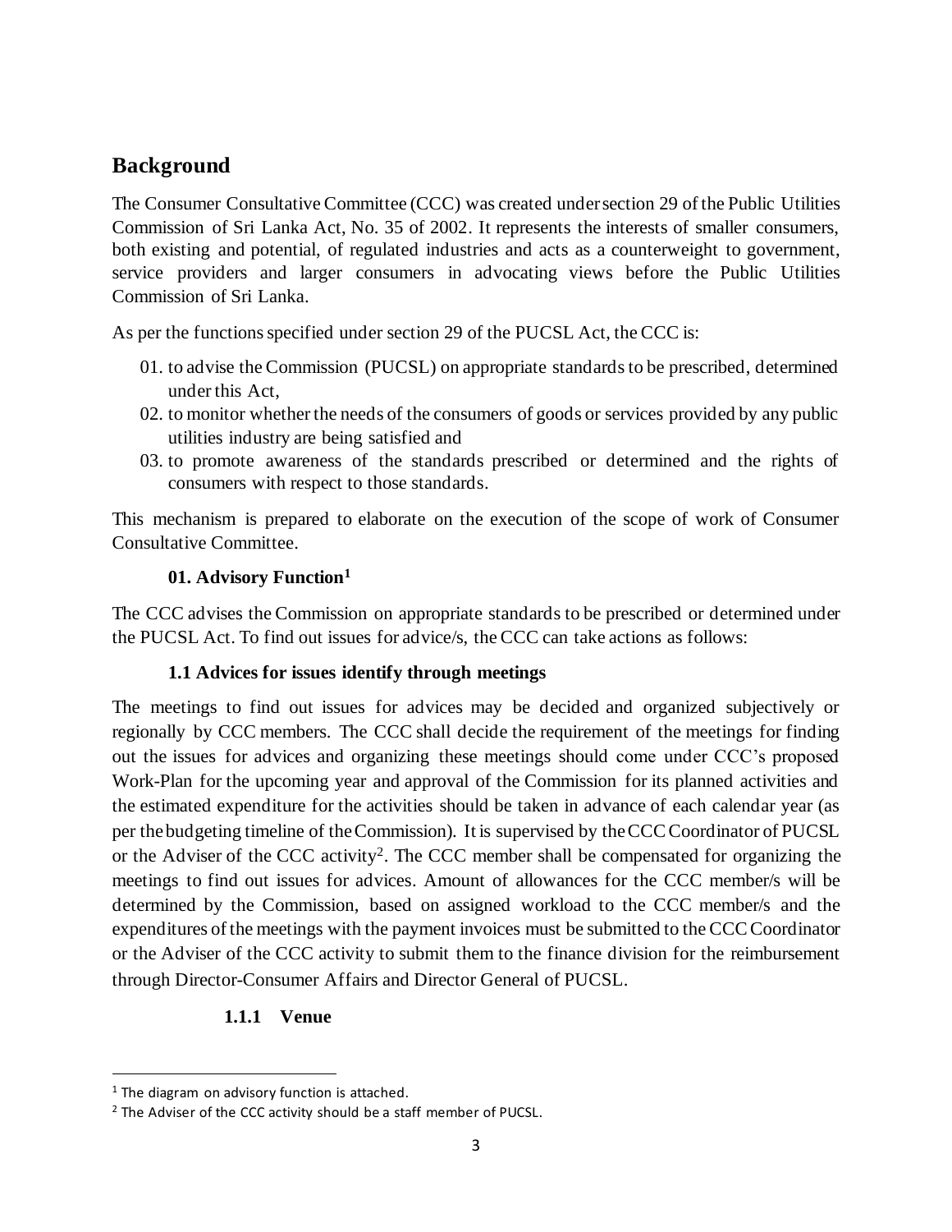## Background

The Consumer Consultative Committee (CCC) was created under section 29 of the Public Utilities Commission of Sri Lanka Act, No. 35 of 2002. It represents the interests of smaller consumers, both existing and potential, of regulated industries and acts as a counterweight to government, service providers and larger consumers in advocating views before the Public Utilities Commission of Sri Lanka.

As per the functions specified under section 29 of the PUCSL Act, the CCC is:

01. to advise the Commission (PUCSL) on appropriate standards to be prescribed, determined under this Act,
02. to monitor whether the needs of the consumers of goods or services provided by any public utilities industry are being satisfied and
03. to promote awareness of the standards prescribed or determined and the rights of consumers with respect to those standards.

This mechanism is prepared to elaborate on the execution of the scope of work of Consumer Consultative Committee.

### 01. Advisory Function[1]

The CCC advises the Commission on appropriate standards to be prescribed or determined under the PUCSL Act. To find out issues for advice/s, the CCC can take actions as follows:

#### 1.1 Advices for issues identify through meetings

The meetings to find out issues for advices may be decided and organized subjectively or regionally by CCC members. The CCC shall decide the requirement of the meetings for finding out the issues for advices and organizing these meetings should come under CCC's proposed Work-Plan for the upcoming year and approval of the Commission for its planned activities and the estimated expenditure for the activities should be taken in advance of each calendar year (as per the budgeting timeline of the Commission). It is supervised by the CCC Coordinator of PUCSL or the Adviser of the CCC activity[2]. The CCC member shall be compensated for organizing the meetings to find out issues for advices. Amount of allowances for the CCC member/s will be determined by the Commission, based on assigned workload to the CCC member/s and the expenditures of the meetings with the payment invoices must be submitted to the CCC Coordinator or the Adviser of the CCC activity to submit them to the finance division for the reimbursement through Director-Consumer Affairs and Director General of PUCSL.

##### 1.1.1 Venue

---

[1] The diagram on advisory function is attached.

[2] The Adviser of the CCC activity should be a staff member of PUCSL.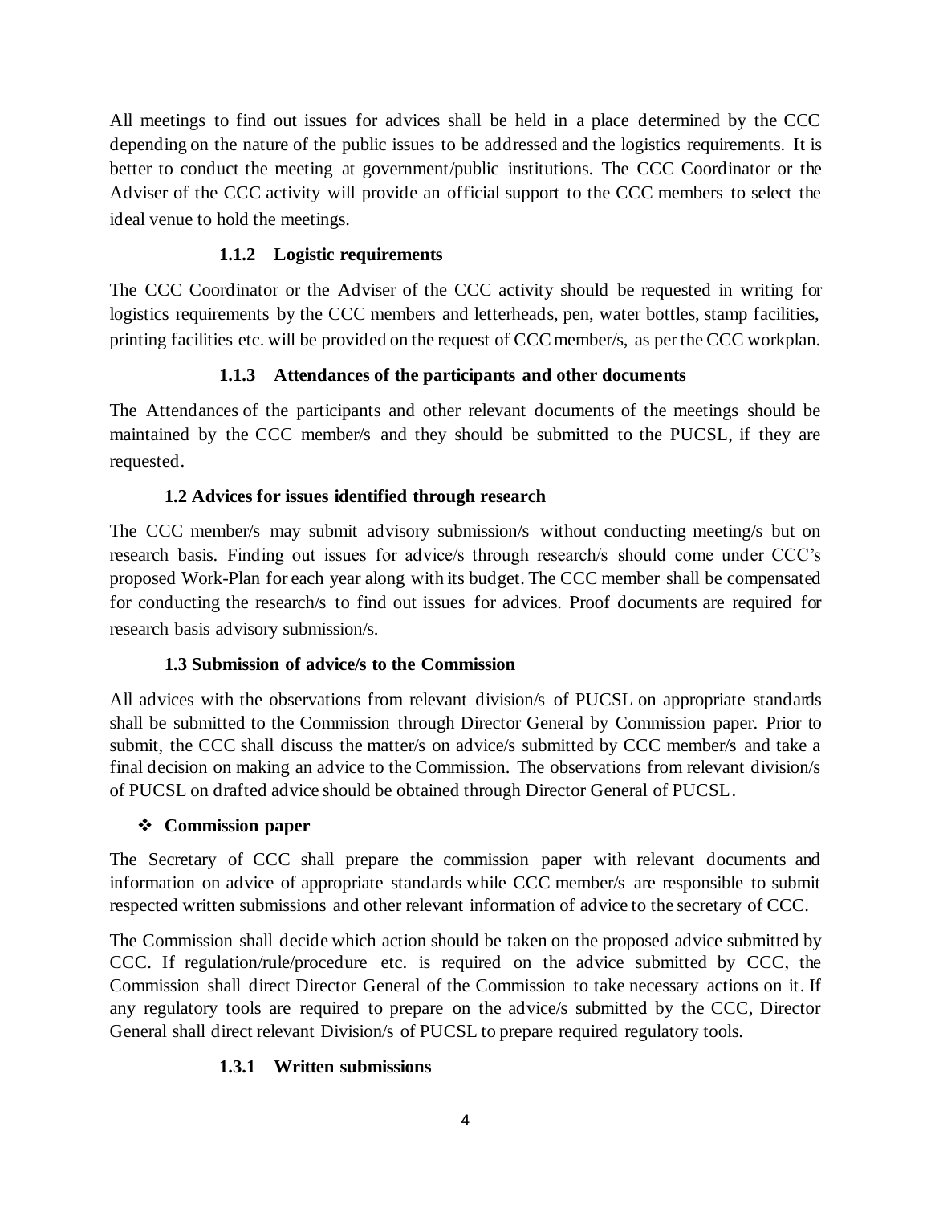All meetings to find out issues for advices shall be held in a place determined by the CCC depending on the nature of the public issues to be addressed and the logistics requirements. It is better to conduct the meeting at government/public institutions. The CCC Coordinator or the Adviser of the CCC activity will provide an official support to the CCC members to select the ideal venue to hold the meetings.

#### 1.1.2 Logistic requirements

The CCC Coordinator or the Adviser of the CCC activity should be requested in writing for logistics requirements by the CCC members and letterheads, pen, water bottles, stamp facilities, printing facilities etc. will be provided on the request of CCC member/s, as per the CCC workplan.

#### 1.1.3 Attendances of the participants and other documents

The Attendances of the participants and other relevant documents of the meetings should be maintained by the CCC member/s and they should be submitted to the PUCSL, if they are requested.

### 1.2 Advices for issues identified through research

The CCC member/s may submit advisory submission/s without conducting meeting/s but on research basis. Finding out issues for advice/s through research/s should come under CCC's proposed Work-Plan for each year along with its budget. The CCC member shall be compensated for conducting the research/s to find out issues for advices. Proof documents are required for research basis advisory submission/s.

### 1.3 Submission of advice/s to the Commission

All advices with the observations from relevant division/s of PUCSL on appropriate standards shall be submitted to the Commission through Director General by Commission paper. Prior to submit, the CCC shall discuss the matter/s on advice/s submitted by CCC member/s and take a final decision on making an advice to the Commission. The observations from relevant division/s of PUCSL on drafted advice should be obtained through Director General of PUCSL.

- **Commission paper**

The Secretary of CCC shall prepare the commission paper with relevant documents and information on advice of appropriate standards while CCC member/s are responsible to submit respected written submissions and other relevant information of advice to the secretary of CCC.

The Commission shall decide which action should be taken on the proposed advice submitted by CCC. If regulation/rule/procedure etc. is required on the advice submitted by CCC, the Commission shall direct Director General of the Commission to take necessary actions on it. If any regulatory tools are required to prepare on the advice/s submitted by the CCC, Director General shall direct relevant Division/s of PUCSL to prepare required regulatory tools.

#### 1.3.1 Written submissions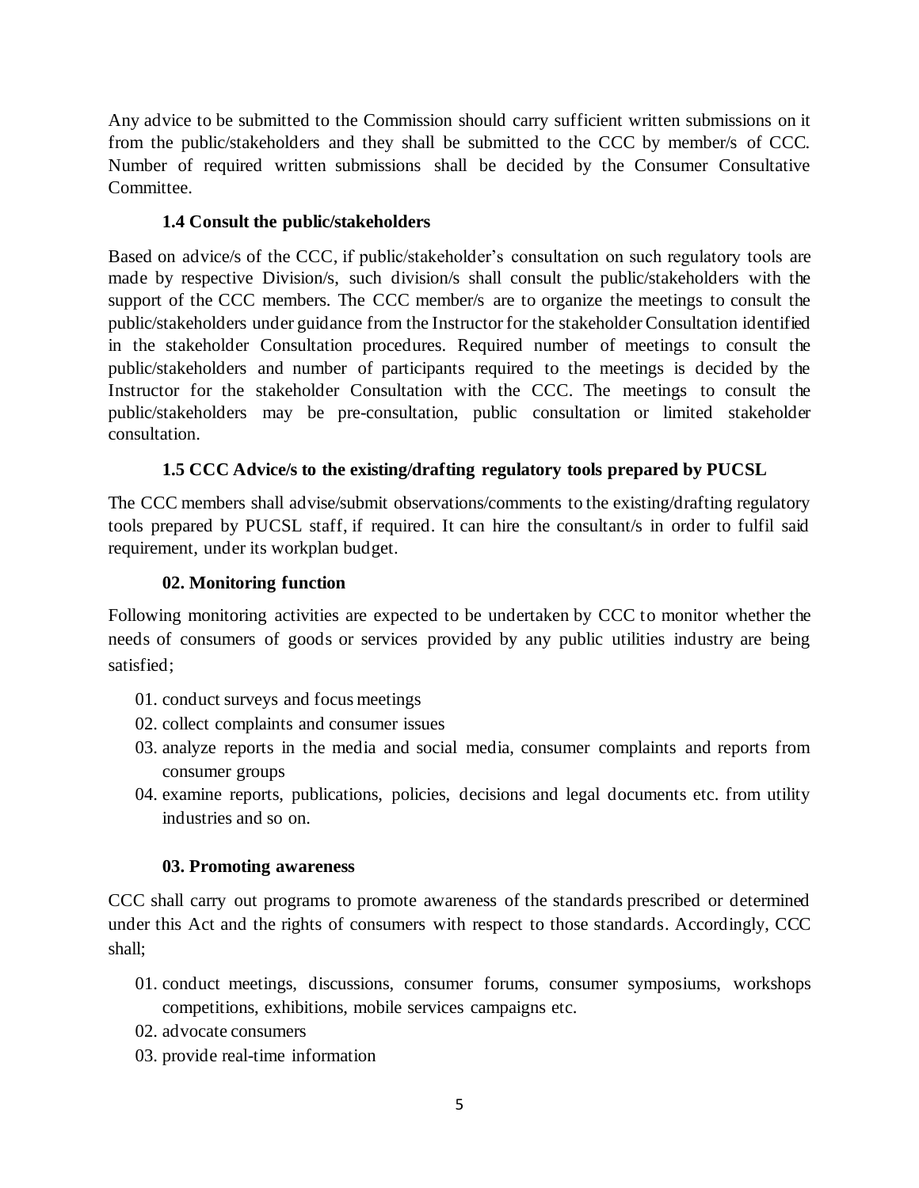Any advice to be submitted to the Commission should carry sufficient written submissions on it from the public/stakeholders and they shall be submitted to the CCC by member/s of CCC. Number of required written submissions shall be decided by the Consumer Consultative Committee.

### 1.4 Consult the public/stakeholders

Based on advice/s of the CCC, if public/stakeholder's consultation on such regulatory tools are made by respective Division/s, such division/s shall consult the public/stakeholders with the support of the CCC members. The CCC member/s are to organize the meetings to consult the public/stakeholders under guidance from the Instructor for the stakeholder Consultation identified in the stakeholder Consultation procedures. Required number of meetings to consult the public/stakeholders and number of participants required to the meetings is decided by the Instructor for the stakeholder Consultation with the CCC. The meetings to consult the public/stakeholders may be pre-consultation, public consultation or limited stakeholder consultation.

### 1.5 CCC Advice/s to the existing/drafting regulatory tools prepared by PUCSL

The CCC members shall advise/submit observations/comments to the existing/drafting regulatory tools prepared by PUCSL staff, if required. It can hire the consultant/s in order to fulfil said requirement, under its workplan budget.

### 02. Monitoring function

Following monitoring activities are expected to be undertaken by CCC to monitor whether the needs of consumers of goods or services provided by any public utilities industry are being satisfied;

01. conduct surveys and focus meetings
02. collect complaints and consumer issues
03. analyze reports in the media and social media, consumer complaints and reports from consumer groups
04. examine reports, publications, policies, decisions and legal documents etc. from utility industries and so on.

### 03. Promoting awareness

CCC shall carry out programs to promote awareness of the standards prescribed or determined under this Act and the rights of consumers with respect to those standards. Accordingly, CCC shall;

01. conduct meetings, discussions, consumer forums, consumer symposiums, workshops competitions, exhibitions, mobile services campaigns etc.
02. advocate consumers
03. provide real-time information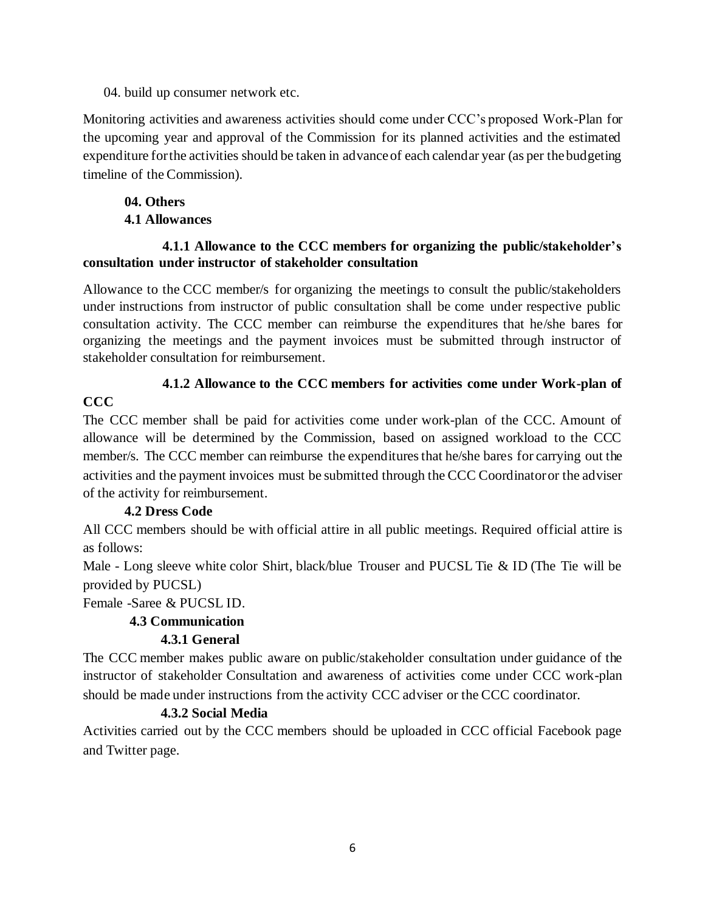04. build up consumer network etc.

Monitoring activities and awareness activities should come under CCC's proposed Work-Plan for the upcoming year and approval of the Commission for its planned activities and the estimated expenditure for the activities should be taken in advance of each calendar year (as per the budgeting timeline of the Commission).

## 04. Others

### 4.1 Allowances

#### 4.1.1 Allowance to the CCC members for organizing the public/stakeholder's consultation under instructor of stakeholder consultation

Allowance to the CCC member/s for organizing the meetings to consult the public/stakeholders under instructions from instructor of public consultation shall be come under respective public consultation activity. The CCC member can reimburse the expenditures that he/she bares for organizing the meetings and the payment invoices must be submitted through instructor of stakeholder consultation for reimbursement.

#### 4.1.2 Allowance to the CCC members for activities come under Work-plan of CCC

The CCC member shall be paid for activities come under work-plan of the CCC. Amount of allowance will be determined by the Commission, based on assigned workload to the CCC member/s. The CCC member can reimburse the expenditures that he/she bares for carrying out the activities and the payment invoices must be submitted through the CCC Coordinator or the adviser of the activity for reimbursement.

### 4.2 Dress Code

All CCC members should be with official attire in all public meetings. Required official attire is as follows:

Male - Long sleeve white color Shirt, black/blue Trouser and PUCSL Tie & ID (The Tie will be provided by PUCSL)

Female -Saree & PUCSL ID.

### 4.3 Communication

#### 4.3.1 General

The CCC member makes public aware on public/stakeholder consultation under guidance of the instructor of stakeholder Consultation and awareness of activities come under CCC work-plan should be made under instructions from the activity CCC adviser or the CCC coordinator.

#### 4.3.2 Social Media

Activities carried out by the CCC members should be uploaded in CCC official Facebook page and Twitter page.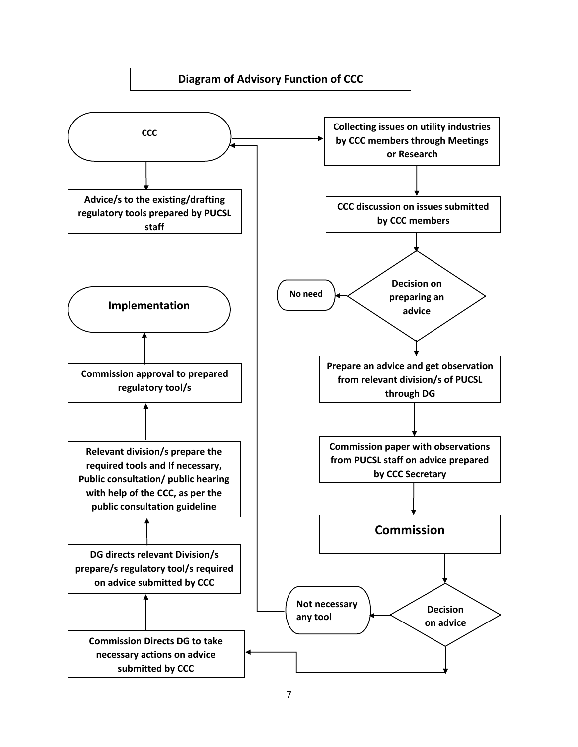## Diagram of Advisory Function of CCC

CCC

Collecting issues on utility industries by CCC members through Meetings or Research

CCC discussion on issues submitted by CCC members

Decision on preparing an advice

No need

Prepare an advice and get observation from relevant division/s of PUCSL through DG

Commission paper with observations from PUCSL staff on advice prepared by CCC Secretary

Commission

Decision on advice

Not necessary any tool

Commission Directs DG to take necessary actions on advice submitted by CCC

DG directs relevant Division/s prepare/s regulatory tool/s required on advice submitted by CCC

Relevant division/s prepare the required tools and If necessary, Public consultation/ public hearing with help of the CCC, as per the public consultation guideline

Commission approval to prepared regulatory tool/s

Implementation

Advice/s to the existing/drafting regulatory tools prepared by PUCSL staff